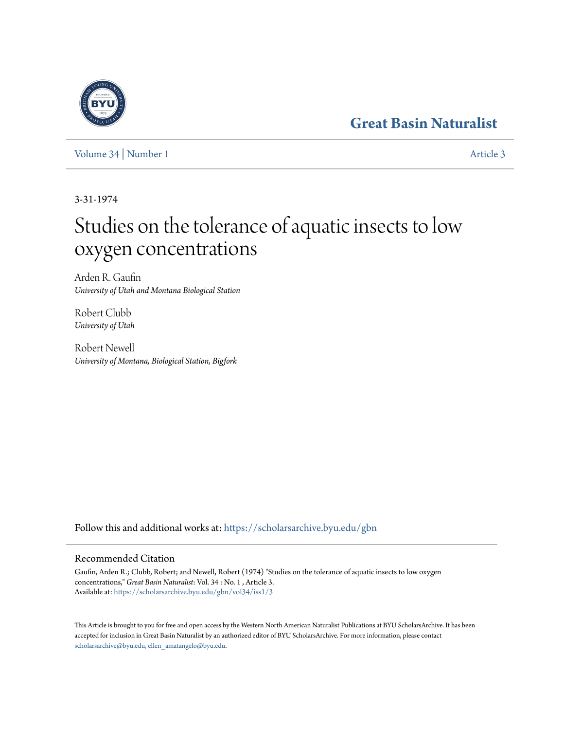Great Basin Naturalist

Volume 34 | Number 1 Article 3

3-31-1974

# Studies on the tolerance of aquatic insects to low oxygen concentrations

Arden R. Gaufin
*University of Utah and Montana Biological Station*

Robert Clubb
*University of Utah*

Robert Newell
*University of Montana, Biological Station, Bigfork*

Follow this and additional works at: https://scholarsarchive.byu.edu/gbn

## Recommended Citation

Gaufin, Arden R.; Clubb, Robert; and Newell, Robert (1974) "Studies on the tolerance of aquatic insects to low oxygen concentrations," *Great Basin Naturalist*: Vol. 34 : No. 1 , Article 3.
Available at: https://scholarsarchive.byu.edu/gbn/vol34/iss1/3

This Article is brought to you for free and open access by the Western North American Naturalist Publications at BYU ScholarsArchive. It has been accepted for inclusion in Great Basin Naturalist by an authorized editor of BYU ScholarsArchive. For more information, please contact scholarsarchive@byu.edu, ellen_amatangelo@byu.edu.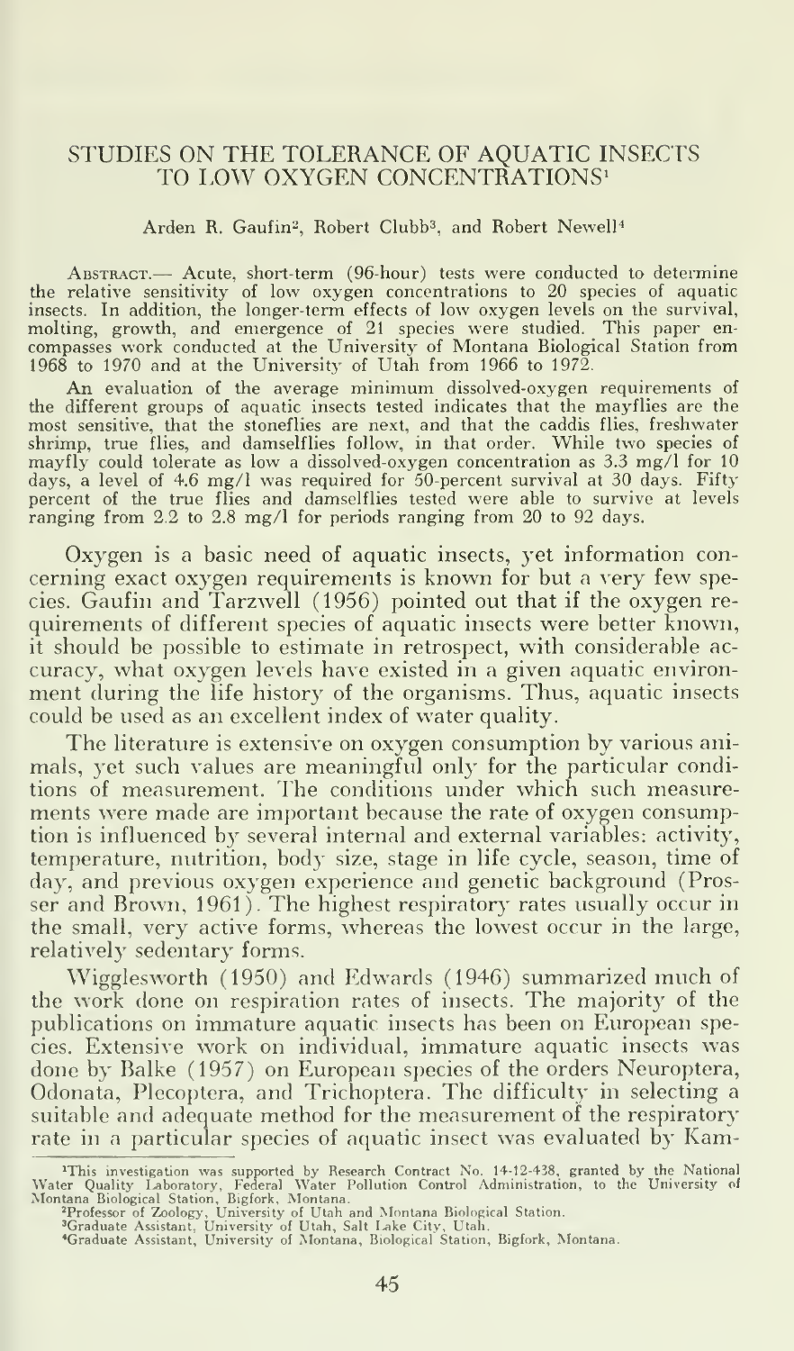# STUDIES ON THE TOLERANCE OF AQUATIC INSECTS TO LOW OXYGEN CONCENTRATIONS[1]

Arden R. Gaufin[2], Robert Clubb[3], and Robert Newell[4]

Abstract.— Acute, short-term (96-hour) tests were conducted to determine the relative sensitivity of low oxygen concentrations to 20 species of aquatic insects. In addition, the longer-term effects of low oxygen levels on the survival, molting, growth, and emergence of 21 species were studied. This paper encompasses work conducted at the University of Montana Biological Station from 1968 to 1970 and at the University of Utah from 1966 to 1972.

An evaluation of the average minimum dissolved-oxygen requirements of the different groups of aquatic insects tested indicates that the mayflies are the most sensitive, that the stoneflies are next, and that the caddis flies, freshwater shrimp, true flies, and damselflies follow, in that order. While two species of mayfly could tolerate as low a dissolved-oxygen concentration as 3.3 mg/l for 10 days, a level of 4.6 mg/l was required for 50-percent survival at 30 days. Fifty percent of the true flies and damselflies tested were able to survive at levels ranging from 2.2 to 2.8 mg/l for periods ranging from 20 to 92 days.

Oxygen is a basic need of aquatic insects, yet information concerning exact oxygen requirements is known for but a very few species. Gaufin and Tarzwell (1956) pointed out that if the oxygen requirements of different species of aquatic insects were better known, it should be possible to estimate in retrospect, with considerable accuracy, what oxygen levels have existed in a given aquatic environment during the life history of the organisms. Thus, aquatic insects could be used as an excellent index of water quality.

The literature is extensive on oxygen consumption by various animals, yet such values are meaningful only for the particular conditions of measurement. The conditions under which such measurements were made are important because the rate of oxygen consumption is influenced by several internal and external variables: activity, temperature, nutrition, body size, stage in life cycle, season, time of day, and previous oxygen experience and genetic background (Prosser and Brown, 1961). The highest respiratory rates usually occur in the small, very active forms, whereas the lowest occur in the large, relatively sedentary forms.

Wigglesworth (1950) and Edwards (1946) summarized much of the work done on respiration rates of insects. The majority of the publications on immature aquatic insects has been on European species. Extensive work on individual, immature aquatic insects was done by Balke (1957) on European species of the orders Neuroptera, Odonata, Plecoptera, and Trichoptera. The difficulty in selecting a suitable and adequate method for the measurement of the respiratory rate in a particular species of aquatic insect was evaluated by Kam-

[1]This investigation was supported by Research Contract No. 14-12-438, granted by the National Water Quality Laboratory, Federal Water Pollution Control Administration, to the University of Montana Biological Station, Bigfork, Montana.

[2]Professor of Zoology, University of Utah and Montana Biological Station.

[3]Graduate Assistant, University of Utah, Salt Lake City, Utah.

[4]Graduate Assistant, University of Montana, Biological Station, Bigfork, Montana.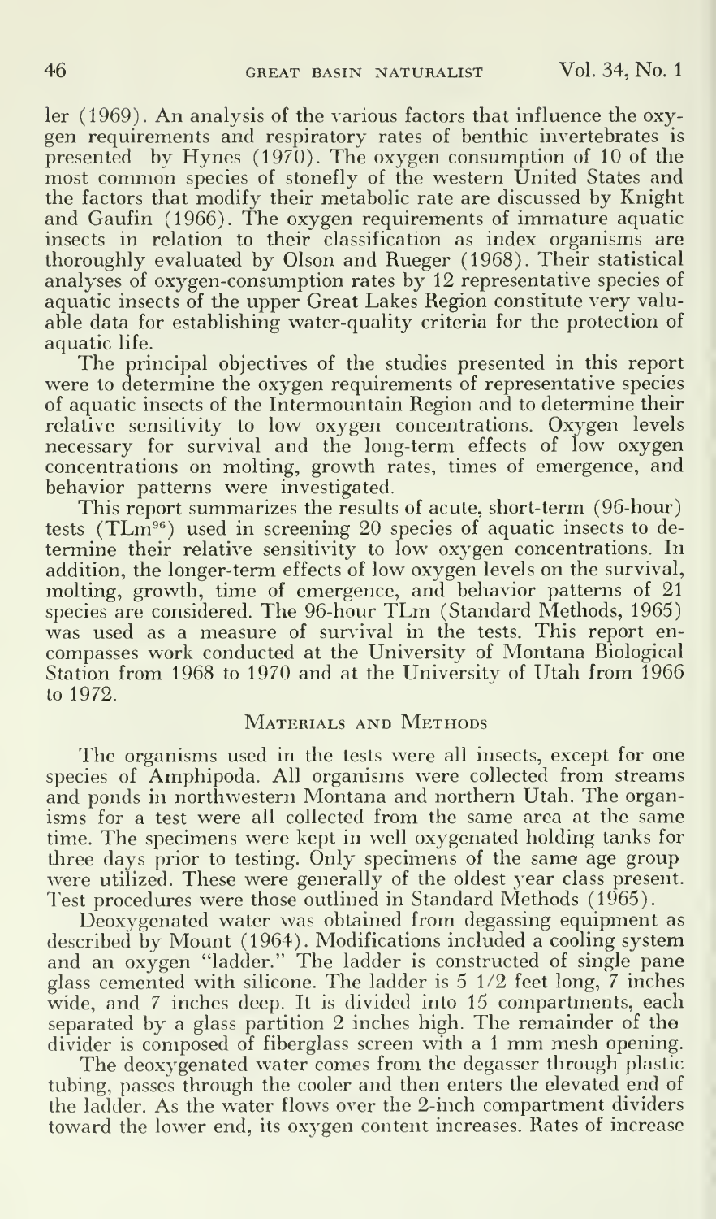ler (1969). An analysis of the various factors that influence the oxygen requirements and respiratory rates of benthic invertebrates is presented by Hynes (1970). The oxygen consumption of 10 of the most common species of stonefly of the western United States and the factors that modify their metabolic rate are discussed by Knight and Gaufin (1966). The oxygen requirements of immature aquatic insects in relation to their classification as index organisms are thoroughly evaluated by Olson and Rueger (1968). Their statistical analyses of oxygen-consumption rates by 12 representative species of aquatic insects of the upper Great Lakes Region constitute very valuable data for establishing water-quality criteria for the protection of aquatic life.

The principal objectives of the studies presented in this report were to determine the oxygen requirements of representative species of aquatic insects of the Intermountain Region and to determine their relative sensitivity to low oxygen concentrations. Oxygen levels necessary for survival and the long-term effects of low oxygen concentrations on molting, growth rates, times of emergence, and behavior patterns were investigated.

This report summarizes the results of acute, short-term (96-hour) tests ($TLm^{96}$) used in screening 20 species of aquatic insects to determine their relative sensitivity to low oxygen concentrations. In addition, the longer-term effects of low oxygen levels on the survival, molting, growth, time of emergence, and behavior patterns of 21 species are considered. The 96-hour TLm (Standard Methods, 1965) was used as a measure of survival in the tests. This report encompasses work conducted at the University of Montana Biological Station from 1968 to 1970 and at the University of Utah from 1966 to 1972.

## Materials and Methods

The organisms used in the tests were all insects, except for one species of Amphipoda. All organisms were collected from streams and ponds in northwestern Montana and northern Utah. The organisms for a test were all collected from the same area at the same time. The specimens were kept in well oxygenated holding tanks for three days prior to testing. Only specimens of the same age group were utilized. These were generally of the oldest year class present. Test procedures were those outlined in Standard Methods (1965).

Deoxygenated water was obtained from degassing equipment as described by Mount (1964). Modifications included a cooling system and an oxygen "ladder." The ladder is constructed of single pane glass cemented with silicone. The ladder is 5 1/2 feet long, 7 inches wide, and 7 inches deep. It is divided into 15 compartments, each separated by a glass partition 2 inches high. The remainder of the divider is composed of fiberglass screen with a 1 mm mesh opening.

The deoxygenated water comes from the degasser through plastic tubing, passes through the cooler and then enters the elevated end of the ladder. As the water flows over the 2-inch compartment dividers toward the lower end, its oxygen content increases. Rates of increase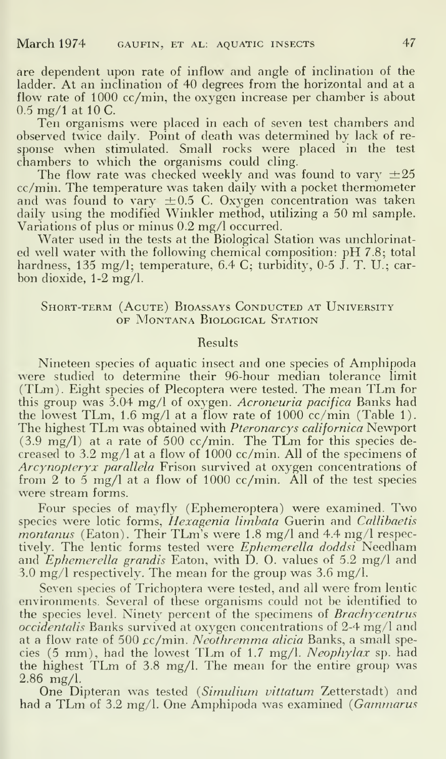are dependent upon rate of inflow and angle of inclination of the ladder. At an inclination of 40 degrees from the horizontal and at a flow rate of 1000 cc/min, the oxygen increase per chamber is about 0.5 mg/1 at 10 C.

Ten organisms were placed in each of seven test chambers and observed twice daily. Point of death was determined by lack of response when stimulated. Small rocks were placed in the test chambers to which the organisms could cling.

The flow rate was checked weekly and was found to vary ±25 cc/min. The temperature was taken daily with a pocket thermometer and was found to vary ±0.5 C. Oxygen concentration was taken daily using the modified Winkler method, utilizing a 50 ml sample. Variations of plus or minus 0.2 mg/l occurred.

Water used in the tests at the Biological Station was unchlorinated well water with the following chemical composition: pH 7.8; total hardness, 135 mg/l; temperature, 6.4 C; turbidity, 0-5 J. T. U.; carbon dioxide, 1-2 mg/l.

## Short-term (Acute) Bioassays Conducted at University of Montana Biological Station

### Results

Nineteen species of aquatic insect and one species of Amphipoda were studied to determine their 96-hour median tolerance limit (TLm). Eight species of Plecoptera were tested. The mean TLm for this group was 3.04 mg/l of oxygen. *Acroneuria pacifica* Banks had the lowest TLm, 1.6 mg/l at a flow rate of 1000 cc/min (Table 1). The highest TLm was obtained with *Pteronarcys californica* Newport (3.9 mg/l) at a rate of 500 cc/min. The TLm for this species decreased to 3.2 mg/l at a flow of 1000 cc/min. All of the specimens of *Arcynopteryx parallela* Frison survived at oxygen concentrations of from 2 to 5 mg/l at a flow of 1000 cc/min. All of the test species were stream forms.

Four species of mayfly (Ephemeroptera) were examined. Two species were lotic forms, *Hexagenia limbata* Guerin and *Callibaetis montanus* (Eaton). Their TLm's were 1.8 mg/l and 4.4 mg/l respectively. The lentic forms tested were *Ephemerella doddsi* Needham and *Ephemerella grandis* Eaton, with D. O. values of 5.2 mg/l and 3.0 mg/l respectively. The mean for the group was 3.6 mg/l.

Seven species of Trichoptera were tested, and all were from lentic environments. Several of these organisms could not be identified to the species level. Ninety percent of the specimens of *Brachycentrus occidentalis* Banks survived at oxygen concentrations of 2-4 mg/l and at a flow rate of 500 cc/min. *Neothremma alicia* Banks, a small species (5 mm), had the lowest TLm of 1.7 mg/l. *Neophylax* sp. had the highest TLm of 3.8 mg/l. The mean for the entire group was 2.86 mg/l.

One Dipteran was tested (*Simulium vittatum* Zetterstadt) and had a TLm of 3.2 mg/l. One Amphipoda was examined (*Gammarus*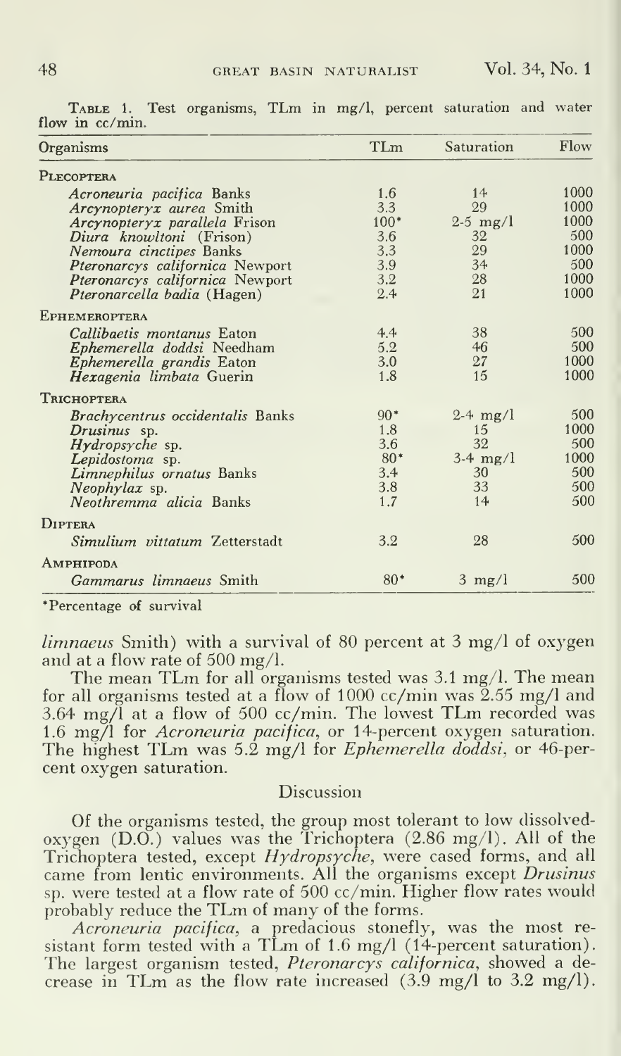Table 1. Test organisms, TLm in mg/l, percent saturation and water flow in cc/min.

| Organisms | TLm | Saturation | Flow |
|---|---|---|---|
| **Plecoptera** | | | |
| *Acroneuria pacifica* Banks | 1.6 | 14 | 1000 |
| *Arcynopteryx aurea* Smith | 3.3 | 29 | 1000 |
| *Arcynopteryx parallela* Frison | 100* | 2-5 mg/l | 1000 |
| *Diura knowltoni* (Frison) | 3.6 | 32 | 500 |
| *Nemoura cinctipes* Banks | 3.3 | 29 | 1000 |
| *Pteronarcys californica* Newport | 3.9 | 34 | 500 |
| *Pteronarcys californica* Newport | 3.2 | 28 | 1000 |
| *Pteronarcella badia* (Hagen) | 2.4 | 21 | 1000 |
| **Ephemeroptera** | | | |
| *Callibaetis montanus* Eaton | 4.4 | 38 | 500 |
| *Ephemerella doddsi* Needham | 5.2 | 46 | 500 |
| *Ephemerella grandis* Eaton | 3.0 | 27 | 1000 |
| *Hexagenia limbata* Guerin | 1.8 | 15 | 1000 |
| **Trichoptera** | | | |
| *Brachycentrus occidentalis* Banks | 90* | 2-4 mg/l | 500 |
| *Drusinus* sp. | 1.8 | 15 | 1000 |
| *Hydropsyche* sp. | 3.6 | 32 | 500 |
| *Lepidostoma* sp. | 80* | 3-4 mg/l | 1000 |
| *Limnephilus ornatus* Banks | 3.4 | 30 | 500 |
| *Neophylax* sp. | 3.8 | 33 | 500 |
| *Neothremma alicia* Banks | 1.7 | 14 | 500 |
| **Diptera** | | | |
| *Simulium vittatum* Zetterstadt | 3.2 | 28 | 500 |
| **Amphipoda** | | | |
| *Gammarus limnaeus* Smith | 80* | 3 mg/l | 500 |

*Percentage of survival

*limnaeus* Smith) with a survival of 80 percent at 3 mg/l of oxygen and at a flow rate of 500 mg/l.

The mean TLm for all organisms tested was 3.1 mg/l. The mean for all organisms tested at a flow of 1000 cc/min was 2.55 mg/l and 3.64 mg/l at a flow of 500 cc/min. The lowest TLm recorded was 1.6 mg/l for *Acroneuria pacifica*, or 14-percent oxygen saturation. The highest TLm was 5.2 mg/l for *Ephemerella doddsi*, or 46-percent oxygen saturation.

## Discussion

Of the organisms tested, the group most tolerant to low dissolved-oxygen (D.O.) values was the Trichoptera (2.86 mg/l). All of the Trichoptera tested, except *Hydropsyche*, were cased forms, and all came from lentic environments. All the organisms except *Drusinus* sp. were tested at a flow rate of 500 cc/min. Higher flow rates would probably reduce the TLm of many of the forms.

*Acroneuria pacifica*, a predacious stonefly, was the most resistant form tested with a TLm of 1.6 mg/l (14-percent saturation). The largest organism tested, *Pteronarcys californica*, showed a decrease in TLm as the flow rate increased (3.9 mg/l to 3.2 mg/l).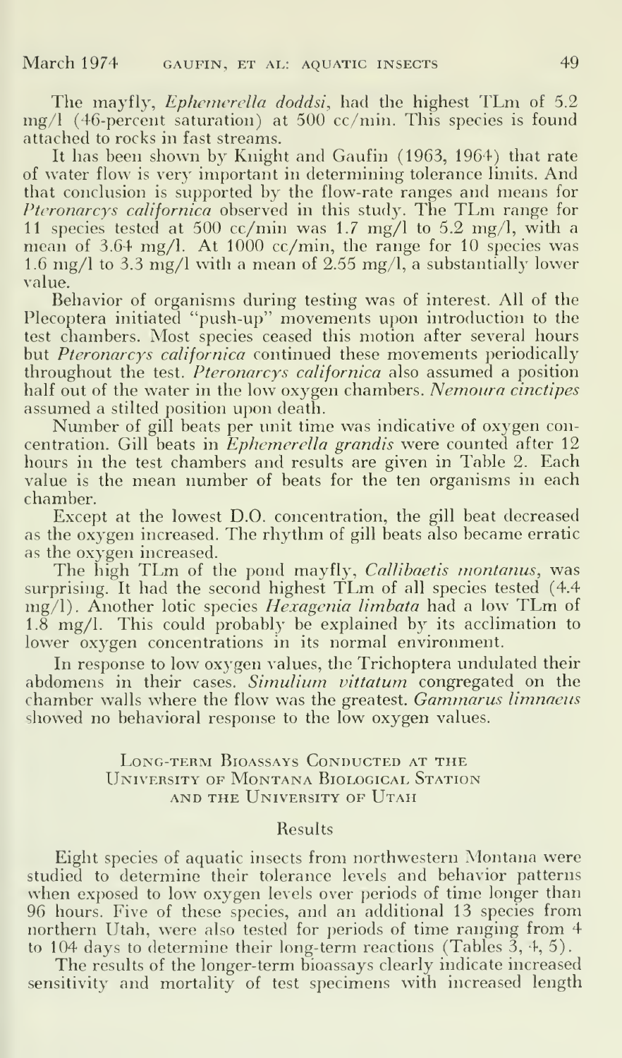The mayfly, *Ephemerella doddsi*, had the highest TLm of 5.2 mg/l (46-percent saturation) at 500 cc/min. This species is found attached to rocks in fast streams.

It has been shown by Knight and Gaufin (1963, 1964) that rate of water flow is very important in determining tolerance limits. And that conclusion is supported by the flow-rate ranges and means for *Pteronarcys californica* observed in this study. The TLm range for 11 species tested at 500 cc/min was 1.7 mg/l to 5.2 mg/l, with a mean of 3.64 mg/l. At 1000 cc/min, the range for 10 species was 1.6 mg/l to 3.3 mg/l with a mean of 2.55 mg/l, a substantially lower value.

Behavior of organisms during testing was of interest. All of the Plecoptera initiated "push-up" movements upon introduction to the test chambers. Most species ceased this motion after several hours but *Pteronarcys californica* continued these movements periodically throughout the test. *Pteronarcys californica* also assumed a position half out of the water in the low oxygen chambers. *Nemoura cinctipes* assumed a stilted position upon death.

Number of gill beats per unit time was indicative of oxygen concentration. Gill beats in *Ephemerella grandis* were counted after 12 hours in the test chambers and results are given in Table 2. Each value is the mean number of beats for the ten organisms in each chamber.

Except at the lowest D.O. concentration, the gill beat decreased as the oxygen increased. The rhythm of gill beats also became erratic as the oxygen increased.

The high TLm of the pond mayfly, *Callibaetis montanus*, was surprising. It had the second highest TLm of all species tested (4.4 mg/l). Another lotic species *Hexagenia limbata* had a low TLm of 1.8 mg/l. This could probably be explained by its acclimation to lower oxygen concentrations in its normal environment.

In response to low oxygen values, the Trichoptera undulated their abdomens in their cases. *Simulium vittatum* congregated on the chamber walls where the flow was the greatest. *Gammarus limnaeus* showed no behavioral response to the low oxygen values.

## Long-term Bioassays Conducted at the University of Montana Biological Station and the University of Utah

### Results

Eight species of aquatic insects from northwestern Montana were studied to determine their tolerance levels and behavior patterns when exposed to low oxygen levels over periods of time longer than 96 hours. Five of these species, and an additional 13 species from northern Utah, were also tested for periods of time ranging from 4 to 104 days to determine their long-term reactions (Tables 3, 4, 5).

The results of the longer-term bioassays clearly indicate increased sensitivity and mortality of test specimens with increased length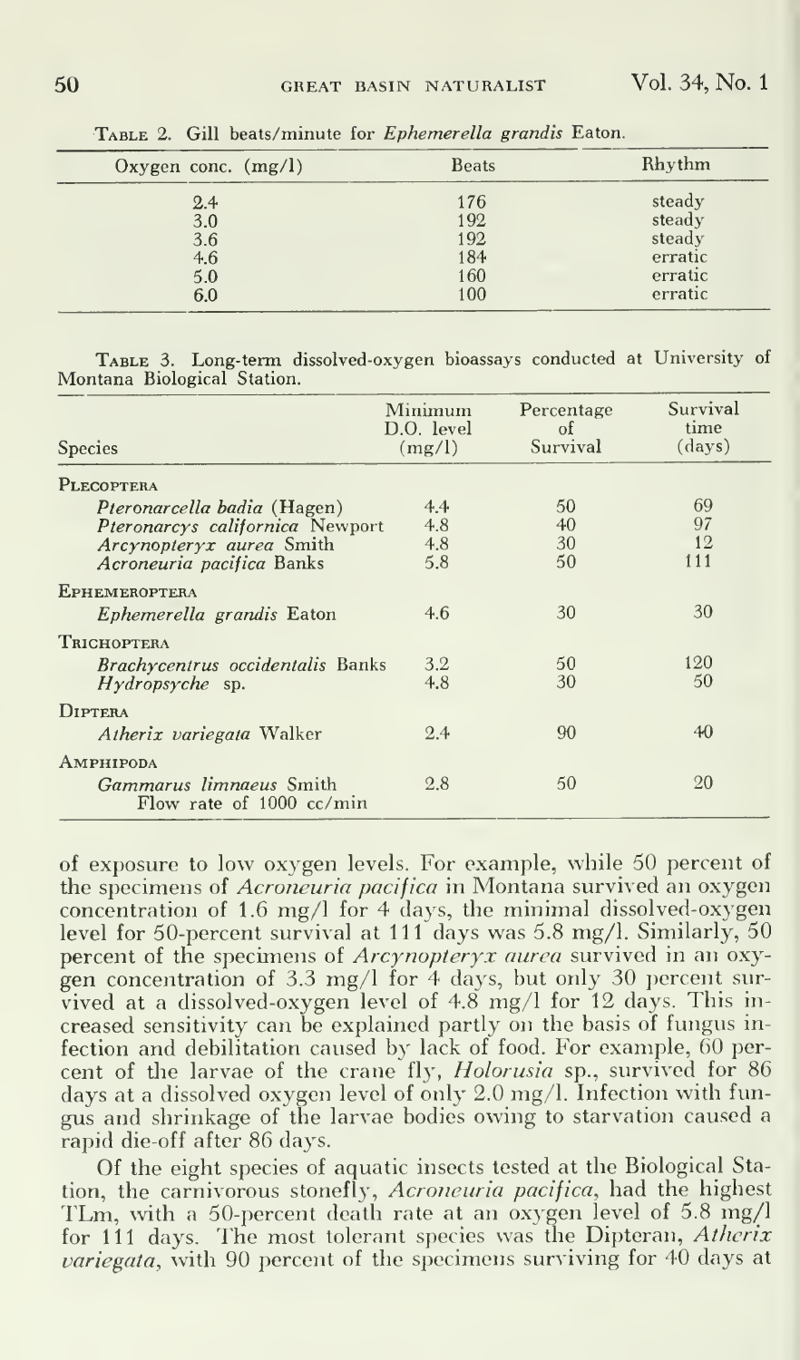Table 2. Gill beats/minute for *Ephemerella grandis* Eaton.

| Oxygen conc. (mg/l) | Beats | Rhythm |
|---|---|---|
| 2.4 | 176 | steady |
| 3.0 | 192 | steady |
| 3.6 | 192 | steady |
| 4.6 | 184 | erratic |
| 5.0 | 160 | erratic |
| 6.0 | 100 | erratic |

Table 3. Long-term dissolved-oxygen bioassays conducted at University of Montana Biological Station.

| Species | Minimum D.O. level (mg/l) | Percentage of Survival | Survival time (days) |
|---|---|---|---|
| Plecoptera | | | |
| *Pteronarcella badia* (Hagen) | 4.4 | 50 | 69 |
| *Pteronarcys californica* Newport | 4.8 | 40 | 97 |
| *Arcynopteryx aurea* Smith | 4.8 | 30 | 12 |
| *Acroneuria pacifica* Banks | 5.8 | 50 | 111 |
| Ephemeroptera | | | |
| *Ephemerella grandis* Eaton | 4.6 | 30 | 30 |
| Trichoptera | | | |
| *Brachycentrus occidentalis* Banks | 3.2 | 50 | 120 |
| *Hydropsyche* sp. | 4.8 | 30 | 50 |
| Diptera | | | |
| *Atherix variegata* Walker | 2.4 | 90 | 40 |
| Amphipoda | | | |
| *Gammarus limnaeus* Smith Flow rate of 1000 cc/min | 2.8 | 50 | 20 |

of exposure to low oxygen levels. For example, while 50 percent of the specimens of *Acroneuria pacifica* in Montana survived an oxygen concentration of 1.6 mg/l for 4 days, the minimal dissolved-oxygen level for 50-percent survival at 111 days was 5.8 mg/l. Similarly, 50 percent of the specimens of *Arcynopteryx aurea* survived in an oxygen concentration of 3.3 mg/l for 4 days, but only 30 percent survived at a dissolved-oxygen level of 4.8 mg/l for 12 days. This increased sensitivity can be explained partly on the basis of fungus infection and debilitation caused by lack of food. For example, 60 percent of the larvae of the crane fly, *Holorusia* sp., survived for 86 days at a dissolved oxygen level of only 2.0 mg/l. Infection with fungus and shrinkage of the larvae bodies owing to starvation caused a rapid die-off after 86 days.

Of the eight species of aquatic insects tested at the Biological Station, the carnivorous stonefly, *Acroneuria pacifica*, had the highest TLm, with a 50-percent death rate at an oxygen level of 5.8 mg/l for 111 days. The most tolerant species was the Dipteran, *Atherix variegata*, with 90 percent of the specimens surviving for 40 days at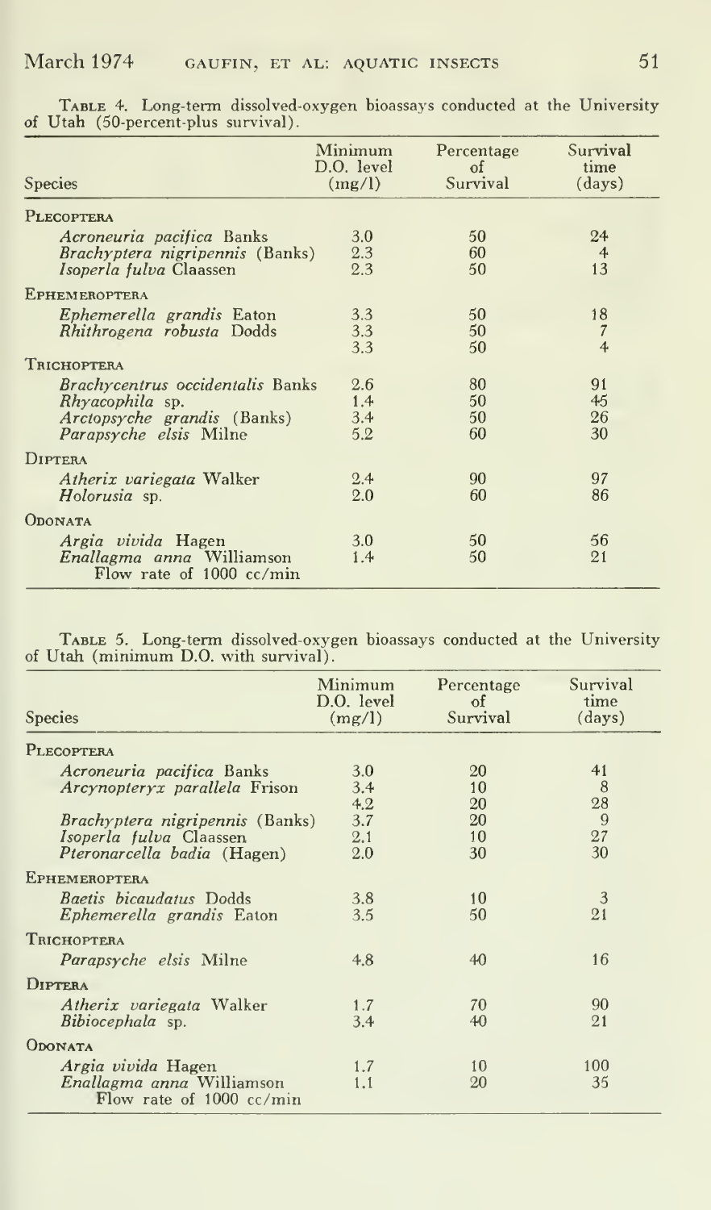TABLE 4. Long-term dissolved-oxygen bioassays conducted at the University of Utah (50-percent-plus survival).

| Species | Minimum D.O. level (mg/l) | Percentage of Survival | Survival time (days) |
|---|---|---|---|
| PLECOPTERA | | | |
| *Acroneuria pacifica* Banks | 3.0 | 50 | 24 |
| *Brachyptera nigripennis* (Banks) | 2.3 | 60 | 4 |
| *Isoperla fulva* Claassen | 2.3 | 50 | 13 |
| EPHEMEROPTERA | | | |
| *Ephemerella grandis* Eaton | 3.3 | 50 | 18 |
| *Rhithrogena robusta* Dodds | 3.3 | 50 | 7 |
| | 3.3 | 50 | 4 |
| TRICHOPTERA | | | |
| *Brachycentrus occidentalis* Banks | 2.6 | 80 | 91 |
| *Rhyacophila* sp. | 1.4 | 50 | 45 |
| *Arctopsyche grandis* (Banks) | 3.4 | 50 | 26 |
| *Parapsyche elsis* Milne | 5.2 | 60 | 30 |
| DIPTERA | | | |
| *Atherix variegata* Walker | 2.4 | 90 | 97 |
| *Holorusia* sp. | 2.0 | 60 | 86 |
| ODONATA | | | |
| *Argia vivida* Hagen | 3.0 | 50 | 56 |
| *Enallagma anna* Williamson | 1.4 | 50 | 21 |
| Flow rate of 1000 cc/min | | | |

TABLE 5. Long-term dissolved-oxygen bioassays conducted at the University of Utah (minimum D.O. with survival).

| Species | Minimum D.O. level (mg/l) | Percentage of Survival | Survival time (days) |
|---|---|---|---|
| PLECOPTERA | | | |
| *Acroneuria pacifica* Banks | 3.0 | 20 | 41 |
| *Arcynopteryx parallela* Frison | 3.4 | 10 | 8 |
| | 4.2 | 20 | 28 |
| *Brachyptera nigripennis* (Banks) | 3.7 | 20 | 9 |
| *Isoperla fulva* Claassen | 2.1 | 10 | 27 |
| *Pteronarcella badia* (Hagen) | 2.0 | 30 | 30 |
| EPHEMEROPTERA | | | |
| *Baetis bicaudatus* Dodds | 3.8 | 10 | 3 |
| *Ephemerella grandis* Eaton | 3.5 | 50 | 21 |
| TRICHOPTERA | | | |
| *Parapsyche elsis* Milne | 4.8 | 40 | 16 |
| DIPTERA | | | |
| *Atherix variegata* Walker | 1.7 | 70 | 90 |
| *Bibiocephala* sp. | 3.4 | 40 | 21 |
| ODONATA | | | |
| *Argia vivida* Hagen | 1.7 | 10 | 100 |
| *Enallagma anna* Williamson | 1.1 | 20 | 35 |
| Flow rate of 1000 cc/min | | | |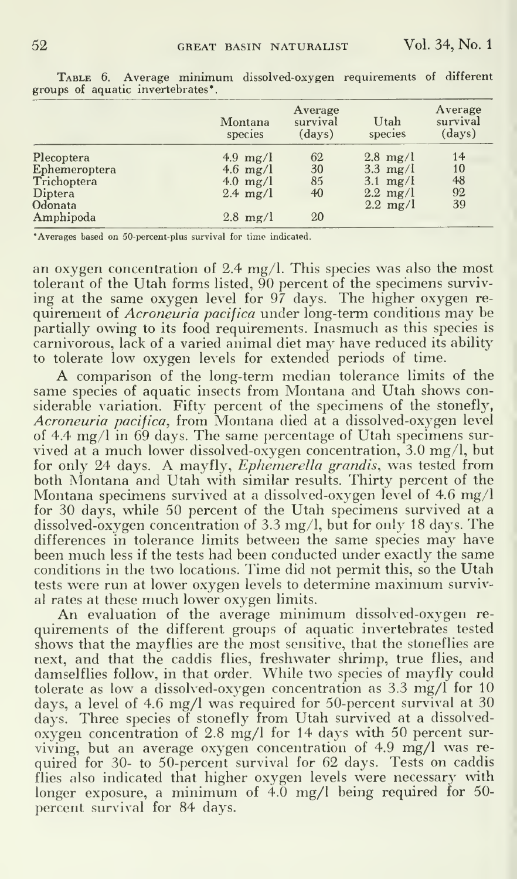Table 6. Average minimum dissolved-oxygen requirements of different groups of aquatic invertebrates*.

| | Montana species | Average survival (days) | Utah species | Average survival (days) |
|---|---|---|---|---|
| Plecoptera | 4.9 mg/l | 62 | 2.8 mg/l | 14 |
| Ephemeroptera | 4.6 mg/l | 30 | 3.3 mg/l | 10 |
| Trichoptera | 4.0 mg/l | 85 | 3.1 mg/l | 48 |
| Diptera | 2.4 mg/l | 40 | 2.2 mg/l | 92 |
| Odonata | | | 2.2 mg/l | 39 |
| Amphipoda | 2.8 mg/l | 20 | | |

*Averages based on 50-percent-plus survival for time indicated.

an oxygen concentration of 2.4 mg/l. This species was also the most tolerant of the Utah forms listed, 90 percent of the specimens surviving at the same oxygen level for 97 days. The higher oxygen requirement of *Acroneuria pacifica* under long-term conditions may be partially owing to its food requirements. Inasmuch as this species is carnivorous, lack of a varied animal diet may have reduced its ability to tolerate low oxygen levels for extended periods of time.

A comparison of the long-term median tolerance limits of the same species of aquatic insects from Montana and Utah shows considerable variation. Fifty percent of the specimens of the stonefly, *Acroneuria pacifica*, from Montana died at a dissolved-oxygen level of 4.4 mg/l in 69 days. The same percentage of Utah specimens survived at a much lower dissolved-oxygen concentration, 3.0 mg/l, but for only 24 days. A mayfly, *Ephemerella grandis*, was tested from both Montana and Utah with similar results. Thirty percent of the Montana specimens survived at a dissolved-oxygen level of 4.6 mg/l for 30 days, while 50 percent of the Utah specimens survived at a dissolved-oxygen concentration of 3.3 mg/l, but for only 18 days. The differences in tolerance limits between the same species may have been much less if the tests had been conducted under exactly the same conditions in the two locations. Time did not permit this, so the Utah tests were run at lower oxygen levels to determine maximum survival rates at these much lower oxygen limits.

An evaluation of the average minimum dissolved-oxygen requirements of the different groups of aquatic invertebrates tested shows that the mayflies are the most sensitive, that the stoneflies are next, and that the caddis flies, freshwater shrimp, true flies, and damselflies follow, in that order. While two species of mayfly could tolerate as low a dissolved-oxygen concentration as 3.3 mg/l for 10 days, a level of 4.6 mg/l was required for 50-percent survival at 30 days. Three species of stonefly from Utah survived at a dissolved-oxygen concentration of 2.8 mg/l for 14 days with 50 percent surviving, but an average oxygen concentration of 4.9 mg/l was required for 30- to 50-percent survival for 62 days. Tests on caddis flies also indicated that higher oxygen levels were necessary with longer exposure, a minimum of 4.0 mg/l being required for 50-percent survival for 84 days.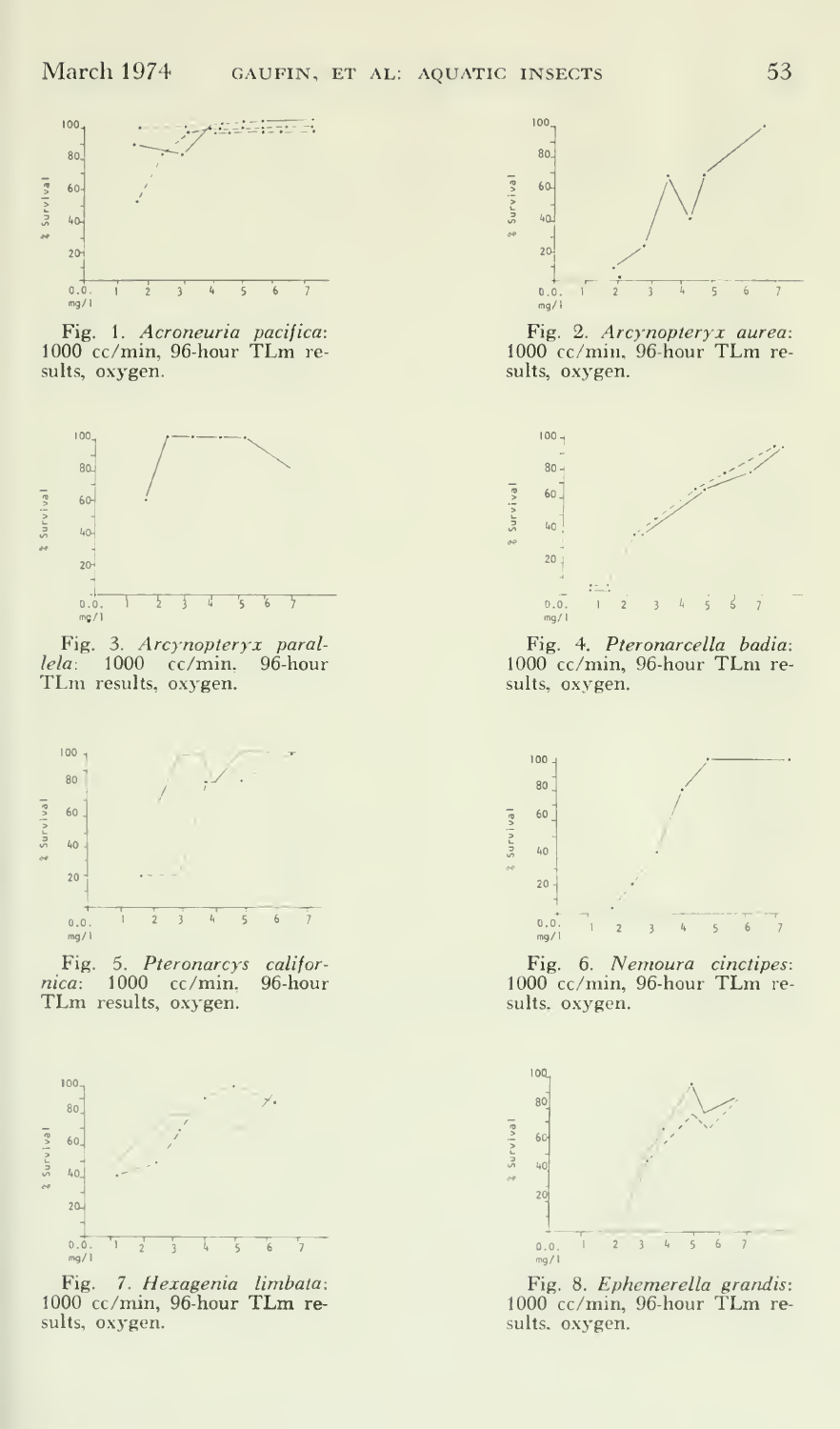100
80
60
40
20
% Survival
0.0
mg/l
1 2 3 4 5 6 7

Fig. 1. *Acroneuria pacifica*: 1000 cc/min, 96-hour TLm results, oxygen.

100
80
60
40
20
% Survival
0.0
mg/l
1 2 3 4 5 6 7

Fig. 2. *Arcynopteryx aurea*: 1000 cc/min, 96-hour TLm results, oxygen.

100
80
60
40
20
% Survival
0.0
mg/l
1 2 3 4 5 6 7

Fig. 3. *Arcynopteryx parallela*: 1000 cc/min, 96-hour TLm results, oxygen.

100
80
60
40
20
% Survival
0.0
mg/l
1 2 3 4 5 6 7

Fig. 4. *Pteronarcella badia*: 1000 cc/min, 96-hour TLm results, oxygen.

100
80
60
40
20
% Survival
0.0
mg/l
1 2 3 4 5 6 7

Fig. 5. *Pteronarcys californica*: 1000 cc/min, 96-hour TLm results, oxygen.

100
80
60
40
20
% Survival
0.0
mg/l
1 2 3 4 5 6 7

Fig. 6. *Nemoura cinctipes*: 1000 cc/min, 96-hour TLm results, oxygen.

100
80
60
40
20
% Survival
0.0
mg/l
1 2 3 4 5 6 7

Fig. 7. *Hexagenia limbata*: 1000 cc/min, 96-hour TLm results, oxygen.

100
80
60
40
20
% Survival
0.0
mg/l
1 2 3 4 5 6 7

Fig. 8. *Ephemerella grandis*: 1000 cc/min, 96-hour TLm results, oxygen.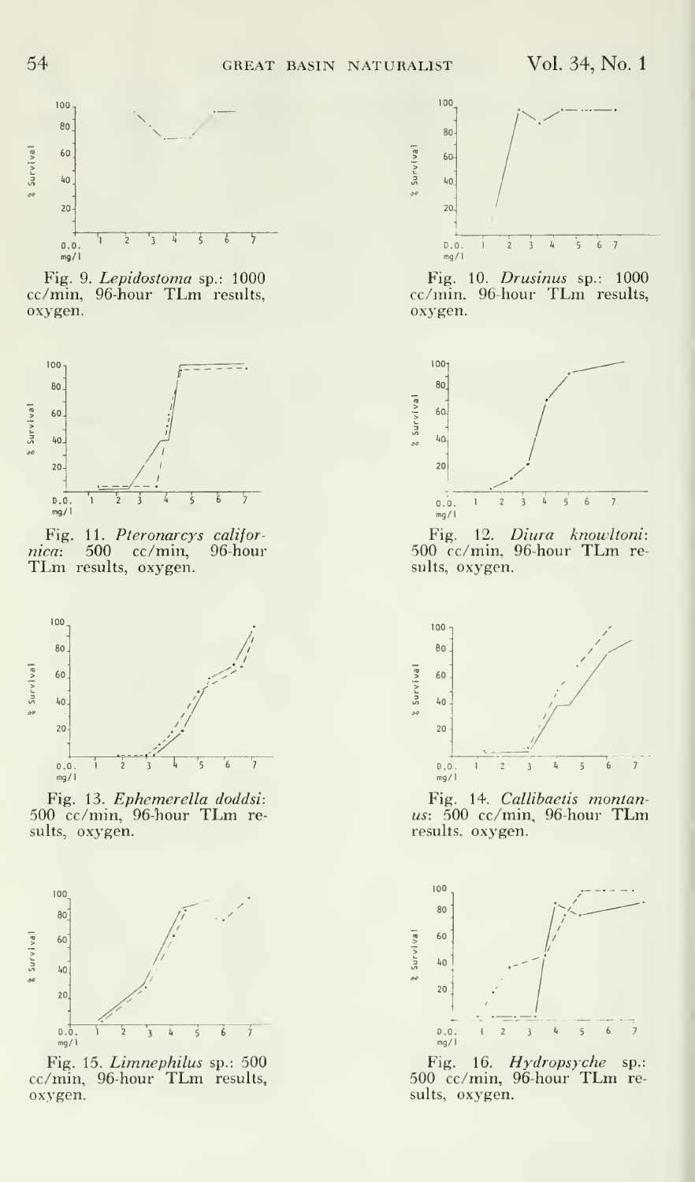100

80

60

40

20

% Survival

0.0.
mg/l

1 2 3 4 5 6 7

Fig. 9. *Lepidostoma* sp.: 1000 cc/min, 96-hour TLm results, oxygen.

100

80

60

40

20

% Survival

D.O.
mg/l

1 2 3 4 5 6 7

Fig. 10. *Drusinus* sp.: 1000 cc/min. 96-hour TLm results, oxygen.

100

80

60

40

20

% Survival

D.O.
mg/l

1 2 3 4 5 6 7

Fig. 11. *Pteronarcys californica*: 500 cc/min, 96-hour TLm results, oxygen.

100

80

60

40

20

% Survival

0.0.
mg/l

1 2 3 4 5 6 7

Fig. 12. *Diura knowltoni*: 500 cc/min, 96-hour TLm results, oxygen.

100

80

60

40

20

% Survival

0.0.
mg/l

1 2 3 4 5 6 7

Fig. 13. *Ephemerella doddsi*: 500 cc/min, 96-hour TLm results, oxygen.

100

80

60

40

20

% Survival

D.O.
mg/l

1 2 3 4 5 6 7

Fig. 14. *Callibaetis montanus*: 500 cc/min, 96-hour TLm results, oxygen.

100

80

60

40

20

% Survival

D.O.
mg/l

1 2 3 4 5 6 7

Fig. 15. *Limnephilus* sp.: 500 cc/min, 96-hour TLm results, oxygen.

100

80

60

40

20

% Survival

D.O.
mg/l

1 2 3 4 5 6 7

Fig. 16. *Hydropsyche* sp.: 500 cc/min, 96-hour TLm results, oxygen.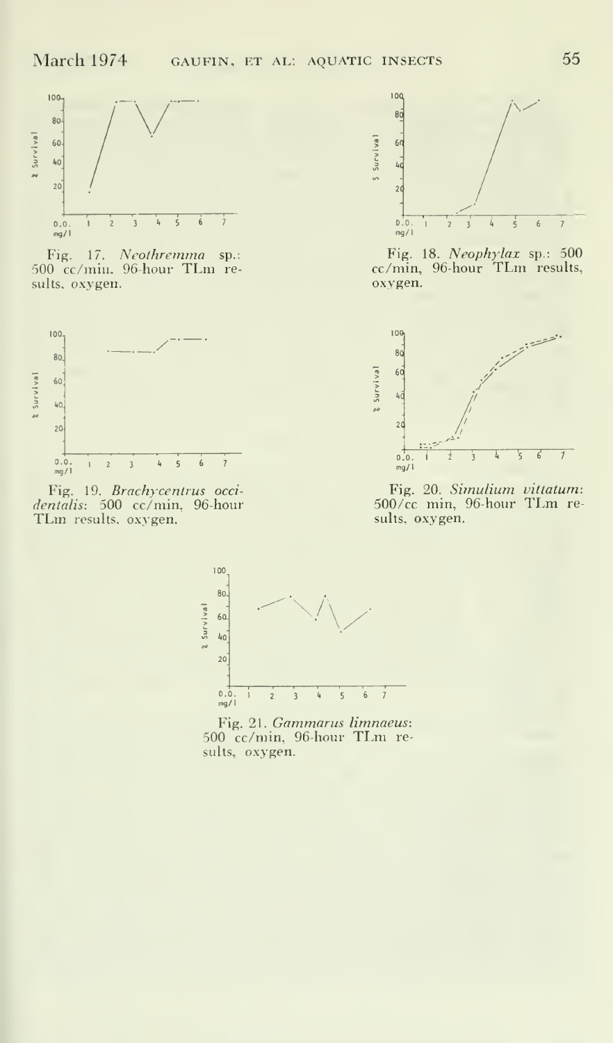100
80
60
40
20
% Survival
0.0. 1 2 3 4 5 6 7
mg/l

Fig. 17. *Neothremma* sp.: 500 cc/min, 96-hour TLm results, oxygen.

100
80
60
40
20
$ Survival
0.0. 1 2 3 4 5 6 7
mg/l

Fig. 18. *Neophylax* sp.: 500 cc/min, 96-hour TLm results, oxygen.

100
80
60
40
20
% Survival
0.0. 1 2 3 4 5 6 7
mg/l

Fig. 19. *Brachycentrus occidentalis*: 500 cc/min, 96-hour TLm results, oxygen.

100
80
60
40
20
% Survival
0.0. 1 2 3 4 5 6 7
mg/l

Fig. 20. *Simulium vittatum*: 500/cc min, 96-hour TLm results, oxygen.

100
80
60
40
20
% Survival
0.0. 1 2 3 4 5 6 7
mg/l

Fig. 21. *Gammarus limnaeus*: 500 cc/min, 96-hour TLm results, oxygen.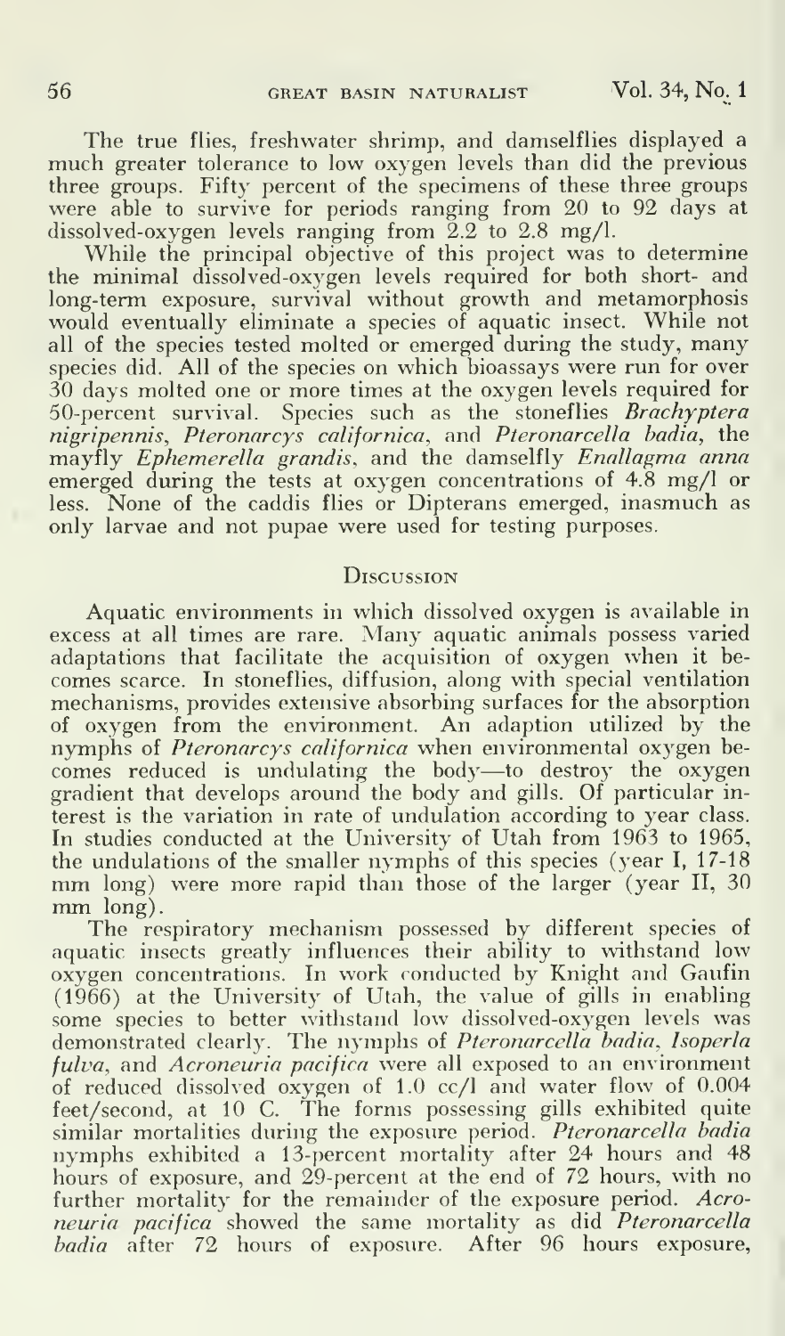The true flies, freshwater shrimp, and damselflies displayed a much greater tolerance to low oxygen levels than did the previous three groups. Fifty percent of the specimens of these three groups were able to survive for periods ranging from 20 to 92 days at dissolved-oxygen levels ranging from 2.2 to 2.8 mg/l.

While the principal objective of this project was to determine the minimal dissolved-oxygen levels required for both short- and long-term exposure, survival without growth and metamorphosis would eventually eliminate a species of aquatic insect. While not all of the species tested molted or emerged during the study, many species did. All of the species on which bioassays were run for over 30 days molted one or more times at the oxygen levels required for 50-percent survival. Species such as the stoneflies *Brachyptera nigripennis*, *Pteronarcys californica*, and *Pteronarcella badia*, the mayfly *Ephemerella grandis*, and the damselfly *Enallagma anna* emerged during the tests at oxygen concentrations of 4.8 mg/l or less. None of the caddis flies or Dipterans emerged, inasmuch as only larvae and not pupae were used for testing purposes.

## Discussion

Aquatic environments in which dissolved oxygen is available in excess at all times are rare. Many aquatic animals possess varied adaptations that facilitate the acquisition of oxygen when it becomes scarce. In stoneflies, diffusion, along with special ventilation mechanisms, provides extensive absorbing surfaces for the absorption of oxygen from the environment. An adaption utilized by the nymphs of *Pteronarcys californica* when environmental oxygen becomes reduced is undulating the body—to destroy the oxygen gradient that develops around the body and gills. Of particular interest is the variation in rate of undulation according to year class. In studies conducted at the University of Utah from 1963 to 1965, the undulations of the smaller nymphs of this species (year I, 17-18 mm long) were more rapid than those of the larger (year II, 30 mm long).

The respiratory mechanism possessed by different species of aquatic insects greatly influences their ability to withstand low oxygen concentrations. In work conducted by Knight and Gaufin (1966) at the University of Utah, the value of gills in enabling some species to better withstand low dissolved-oxygen levels was demonstrated clearly. The nymphs of *Pteronarcella badia*, *Isoperla fulva*, and *Acroneuria pacifica* were all exposed to an environment of reduced dissolved oxygen of 1.0 cc/l and water flow of 0.004 feet/second, at 10 C. The forms possessing gills exhibited quite similar mortalities during the exposure period. *Pteronarcella badia* nymphs exhibited a 13-percent mortality after 24 hours and 48 hours of exposure, and 29-percent at the end of 72 hours, with no further mortality for the remainder of the exposure period. *Acroneuria pacifica* showed the same mortality as did *Pteronarcella badia* after 72 hours of exposure. After 96 hours exposure,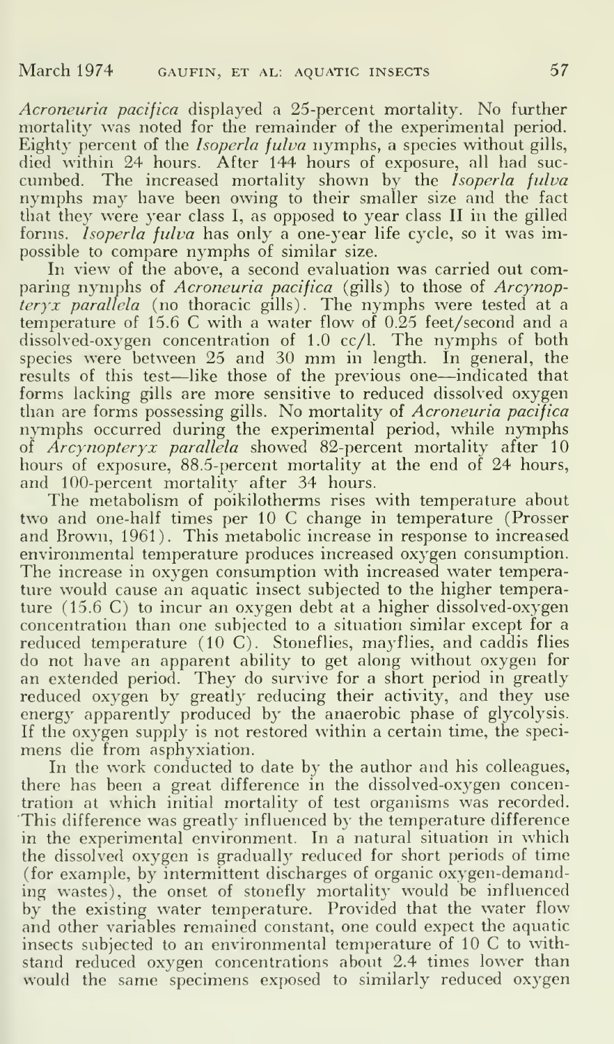*Acroneuria pacifica* displayed a 25-percent mortality. No further mortality was noted for the remainder of the experimental period. Eighty percent of the *Isoperla fulva* nymphs, a species without gills, died within 24 hours. After 144 hours of exposure, all had succumbed. The increased mortality shown by the *Isoperla fulva* nymphs may have been owing to their smaller size and the fact that they were year class I, as opposed to year class II in the gilled forms. *Isoperla fulva* has only a one-year life cycle, so it was impossible to compare nymphs of similar size.

In view of the above, a second evaluation was carried out comparing nymphs of *Acroneuria pacifica* (gills) to those of *Arcynopteryx parallela* (no thoracic gills). The nymphs were tested at a temperature of 15.6 C with a water flow of 0.25 feet/second and a dissolved-oxygen concentration of 1.0 cc/l. The nymphs of both species were between 25 and 30 mm in length. In general, the results of this test—like those of the previous one—indicated that forms lacking gills are more sensitive to reduced dissolved oxygen than are forms possessing gills. No mortality of *Acroneuria pacifica* nymphs occurred during the experimental period, while nymphs of *Arcynopteryx parallela* showed 82-percent mortality after 10 hours of exposure, 88.5-percent mortality at the end of 24 hours, and 100-percent mortality after 34 hours.

The metabolism of poikilotherms rises with temperature about two and one-half times per 10 C change in temperature (Prosser and Brown, 1961). This metabolic increase in response to increased environmental temperature produces increased oxygen consumption. The increase in oxygen consumption with increased water temperature would cause an aquatic insect subjected to the higher temperature (15.6 C) to incur an oxygen debt at a higher dissolved-oxygen concentration than one subjected to a situation similar except for a reduced temperature (10 C). Stoneflies, mayflies, and caddis flies do not have an apparent ability to get along without oxygen for an extended period. They do survive for a short period in greatly reduced oxygen by greatly reducing their activity, and they use energy apparently produced by the anaerobic phase of glycolysis. If the oxygen supply is not restored within a certain time, the specimens die from asphyxiation.

In the work conducted to date by the author and his colleagues, there has been a great difference in the dissolved-oxygen concentration at which initial mortality of test organisms was recorded. This difference was greatly influenced by the temperature difference in the experimental environment. In a natural situation in which the dissolved oxygen is gradually reduced for short periods of time (for example, by intermittent discharges of organic oxygen-demanding wastes), the onset of stonefly mortality would be influenced by the existing water temperature. Provided that the water flow and other variables remained constant, one could expect the aquatic insects subjected to an environmental temperature of 10 C to withstand reduced oxygen concentrations about 2.4 times lower than would the same specimens exposed to similarly reduced oxygen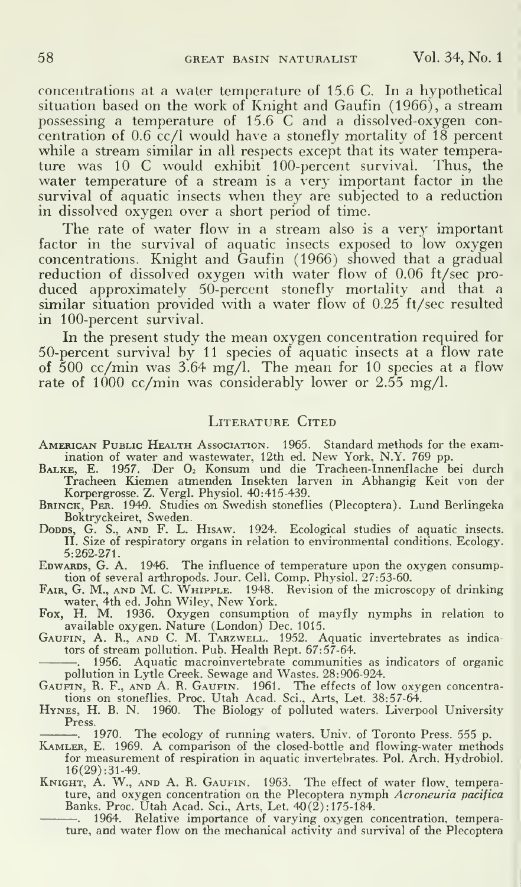concentrations at a water temperature of 15.6 C. In a hypothetical situation based on the work of Knight and Gaufin (1966), a stream possessing a temperature of 15.6 C and a dissolved-oxygen concentration of 0.6 cc/l would have a stonefly mortality of 18 percent while a stream similar in all respects except that its water temperature was 10 C would exhibit 100-percent survival. Thus, the water temperature of a stream is a very important factor in the survival of aquatic insects when they are subjected to a reduction in dissolved oxygen over a short period of time.

The rate of water flow in a stream also is a very important factor in the survival of aquatic insects exposed to low oxygen concentrations. Knight and Gaufin (1966) showed that a gradual reduction of dissolved oxygen with water flow of 0.06 ft/sec produced approximately 50-percent stonefly mortality and that a similar situation provided with a water flow of 0.25 ft/sec resulted in 100-percent survival.

In the present study the mean oxygen concentration required for 50-percent survival by 11 species of aquatic insects at a flow rate of 500 cc/min was 3.64 mg/l. The mean for 10 species at a flow rate of 1000 cc/min was considerably lower or 2.55 mg/l.

## Literature Cited

American Public Health Association. 1965. Standard methods for the examination of water and wastewater, 12th ed. New York, N.Y. 769 pp.

Balke, E. 1957. Der $O_2$ Konsum und die Tracheen-Innenflache bei durch Tracheen Kiemen atmenden Insekten larven in Abhangig Keit von der Korpergrosse. Z. Vergl. Physiol. 40:415-439.

Brinck, Per. 1949. Studies on Swedish stoneflies (Plecoptera). Lund Berlingeka Boktryckeiret, Sweden.

Dodds, G. S., and F. L. Hisaw. 1924. Ecological studies of aquatic insects. II. Size of respiratory organs in relation to environmental conditions. Ecology. 5:262-271.

Edwards, G. A. 1946. The influence of temperature upon the oxygen consumption of several arthropods. Jour. Cell. Comp. Physiol. 27:53-60.

Fair, G. M., and M. C. Whipple. 1948. Revision of the microscopy of drinking water, 4th ed. John Wiley, New York.

Fox, H. M. 1936. Oxygen consumption of mayfly nymphs in relation to available oxygen. Nature (London) Dec. 1015.

Gaufin, A. R., and C. M. Tarzwell. 1952. Aquatic invertebrates as indicators of stream pollution. Pub. Health Rept. 67:57-64.

———. 1956. Aquatic macroinvertebrate communities as indicators of organic pollution in Lytle Creek. Sewage and Wastes. 28:906-924.

Gaufin, R. F., and A. R. Gaufin. 1961. The effects of low oxygen concentrations on stoneflies. Proc. Utah Acad. Sci., Arts, Let. 38:57-64.

Hynes, H. B. N. 1960. The Biology of polluted waters. Liverpool University Press.

———. 1970. The ecology of running waters. Univ. of Toronto Press. 555 p.

Kamler, E. 1969. A comparison of the closed-bottle and flowing-water methods for measurement of respiration in aquatic invertebrates. Pol. Arch. Hydrobiol. 16(29):31-49.

Knight, A. W., and A. R. Gaufin. 1963. The effect of water flow, temperature, and oxygen concentration on the Plecoptera nymph *Acroneuria pacifica* Banks. Proc. Utah Acad. Sci., Arts, Let. 40(2):175-184.

———. 1964. Relative importance of varying oxygen concentration, temperature, and water flow on the mechanical activity and survival of the Plecoptera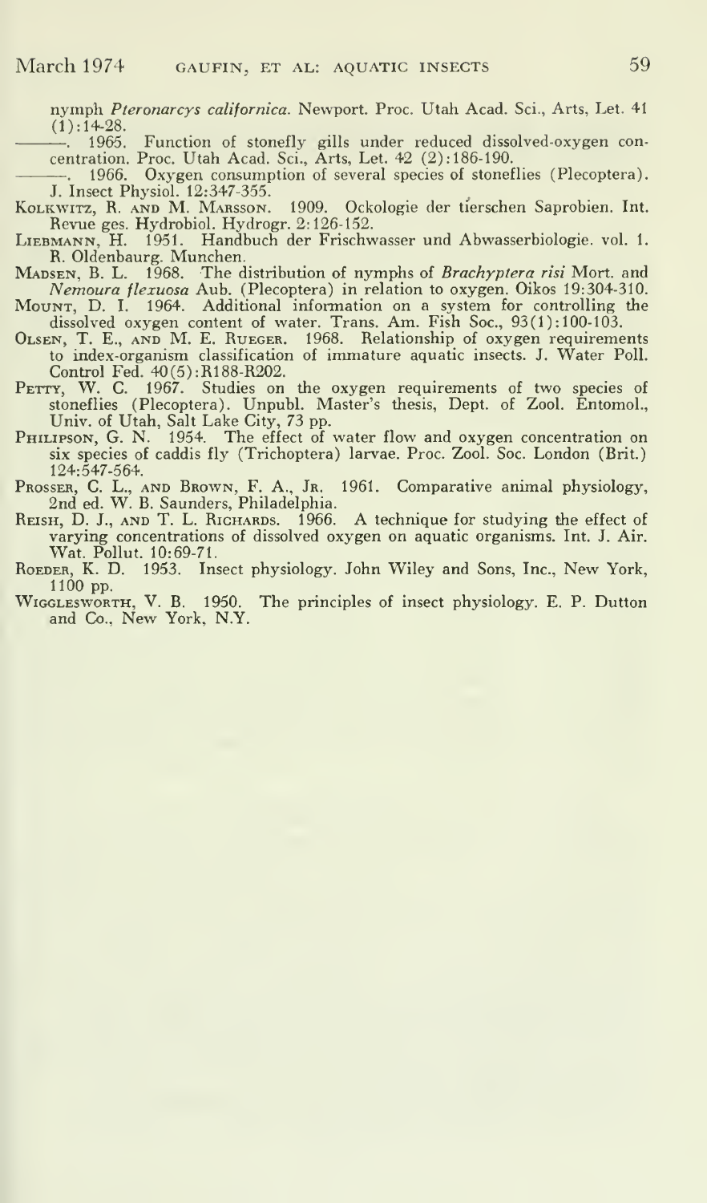nymph *Pteronarcys californica*. Newport. Proc. Utah Acad. Sci., Arts, Let. 41 (1):14-28.

———. 1965. Function of stonefly gills under reduced dissolved-oxygen concentration. Proc. Utah Acad. Sci., Arts, Let. 42 (2):186-190.

———. 1966. Oxygen consumption of several species of stoneflies (Plecoptera). J. Insect Physiol. 12:347-355.

Kolkwitz, R. and M. Marsson. 1909. Ockologie der tierschen Saprobien. Int. Revue ges. Hydrobiol. Hydrogr. 2:126-152.

Liebmann, H. 1951. Handbuch der Frischwasser und Abwasserbiologie. vol. 1. R. Oldenbaurg. Munchen.

Madsen, B. L. 1968. The distribution of nymphs of *Brachyptera risi* Mort. and *Nemoura flexuosa* Aub. (Plecoptera) in relation to oxygen. Oikos 19:304-310.

Mount, D. I. 1964. Additional information on a system for controlling the dissolved oxygen content of water. Trans. Am. Fish Soc., 93(1):100-103.

Olsen, T. E., and M. E. Rueger. 1968. Relationship of oxygen requirements to index-organism classification of immature aquatic insects. J. Water Poll. Control Fed. 40(5):R188-R202.

Petty, W. C. 1967. Studies on the oxygen requirements of two species of stoneflies (Plecoptera). Unpubl. Master's thesis, Dept. of Zool. Entomol., Univ. of Utah, Salt Lake City, 73 pp.

Philipson, G. N. 1954. The effect of water flow and oxygen concentration on six species of caddis fly (Trichoptera) larvae. Proc. Zool. Soc. London (Brit.) 124:547-564.

Prosser, C. L., and Brown, F. A., Jr. 1961. Comparative animal physiology, 2nd ed. W. B. Saunders, Philadelphia.

Reish, D. J., and T. L. Richards. 1966. A technique for studying the effect of varying concentrations of dissolved oxygen on aquatic organisms. Int. J. Air. Wat. Pollut. 10:69-71.

Roeder, K. D. 1953. Insect physiology. John Wiley and Sons, Inc., New York, 1100 pp.

Wigglesworth, V. B. 1950. The principles of insect physiology. E. P. Dutton and Co., New York, N.Y.